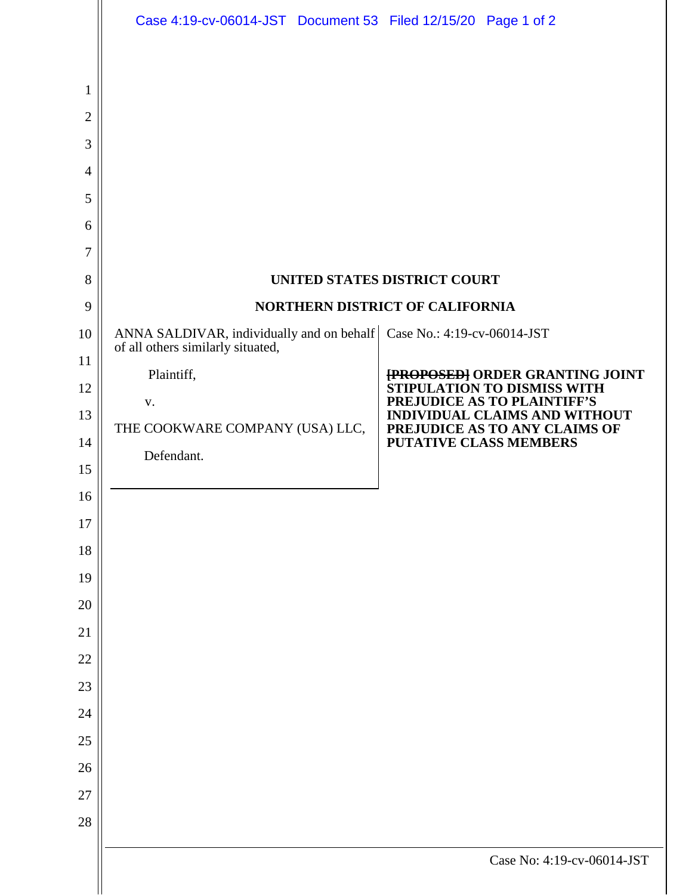UNITED STATES DISTRICT COURT

NORTHERN DISTRICT OF CALIFORNIA

ANNA SALDIVAR, individually and on behalf of all others similarly situated,

Plaintiff,

v.

THE COOKWARE COMPANY (USA) LLC,

Defendant.

Case No.: 4:19-cv-06014-JST

**~~[PROPOSED]~~ ORDER GRANTING JOINT STIPULATION TO DISMISS WITH PREJUDICE AS TO PLAINTIFF'S INDIVIDUAL CLAIMS AND WITHOUT PREJUDICE AS TO ANY CLAIMS OF PUTATIVE CLASS MEMBERS**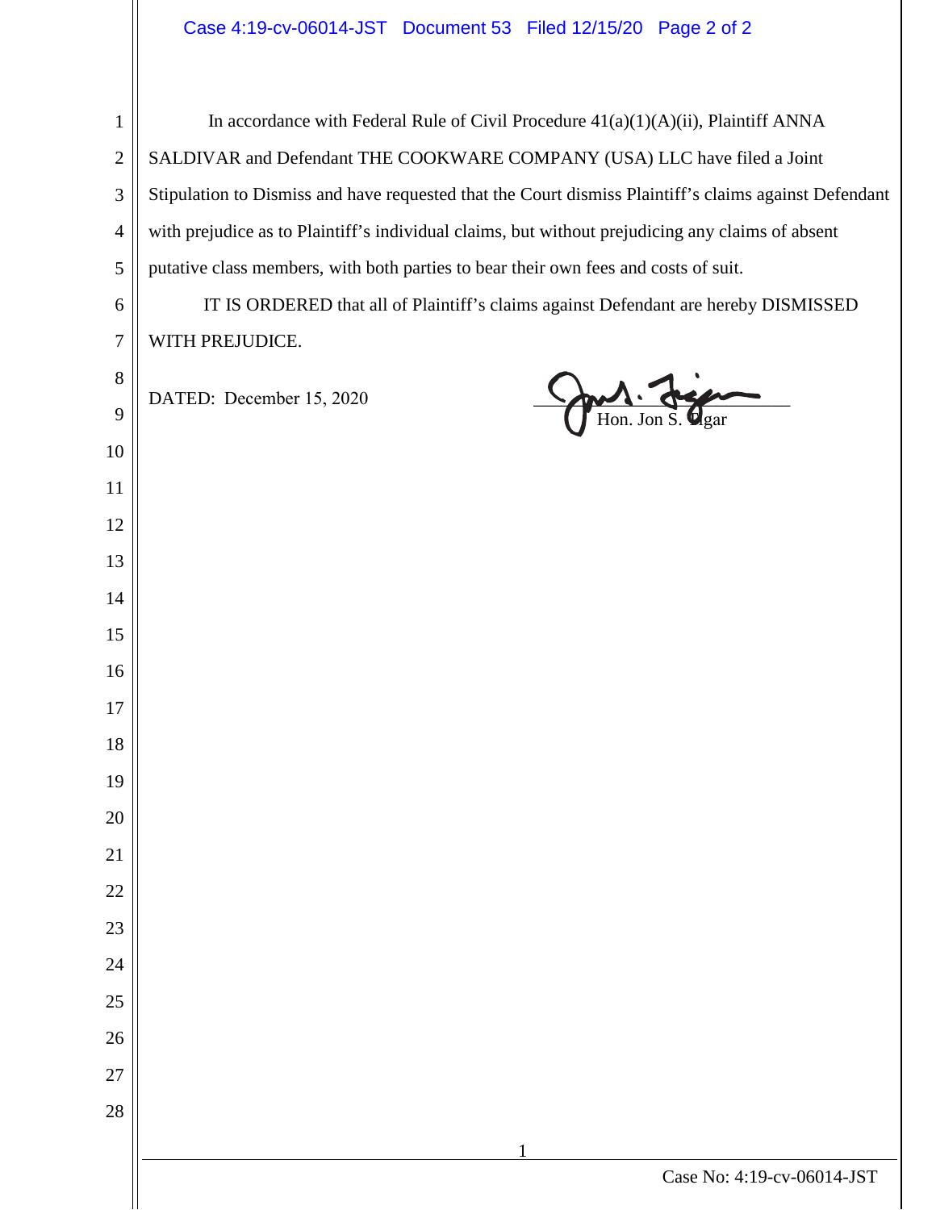In accordance with Federal Rule of Civil Procedure 41(a)(1)(A)(ii), Plaintiff ANNA SALDIVAR and Defendant THE COOKWARE COMPANY (USA) LLC have filed a Joint Stipulation to Dismiss and have requested that the Court dismiss Plaintiff's claims against Defendant with prejudice as to Plaintiff's individual claims, but without prejudicing any claims of absent putative class members, with both parties to bear their own fees and costs of suit.

IT IS ORDERED that all of Plaintiff's claims against Defendant are hereby DISMISSED WITH PREJUDICE.

DATED: December 15, 2020

Hon. Jon S. Tigar

Case No: 4:19-cv-06014-JST